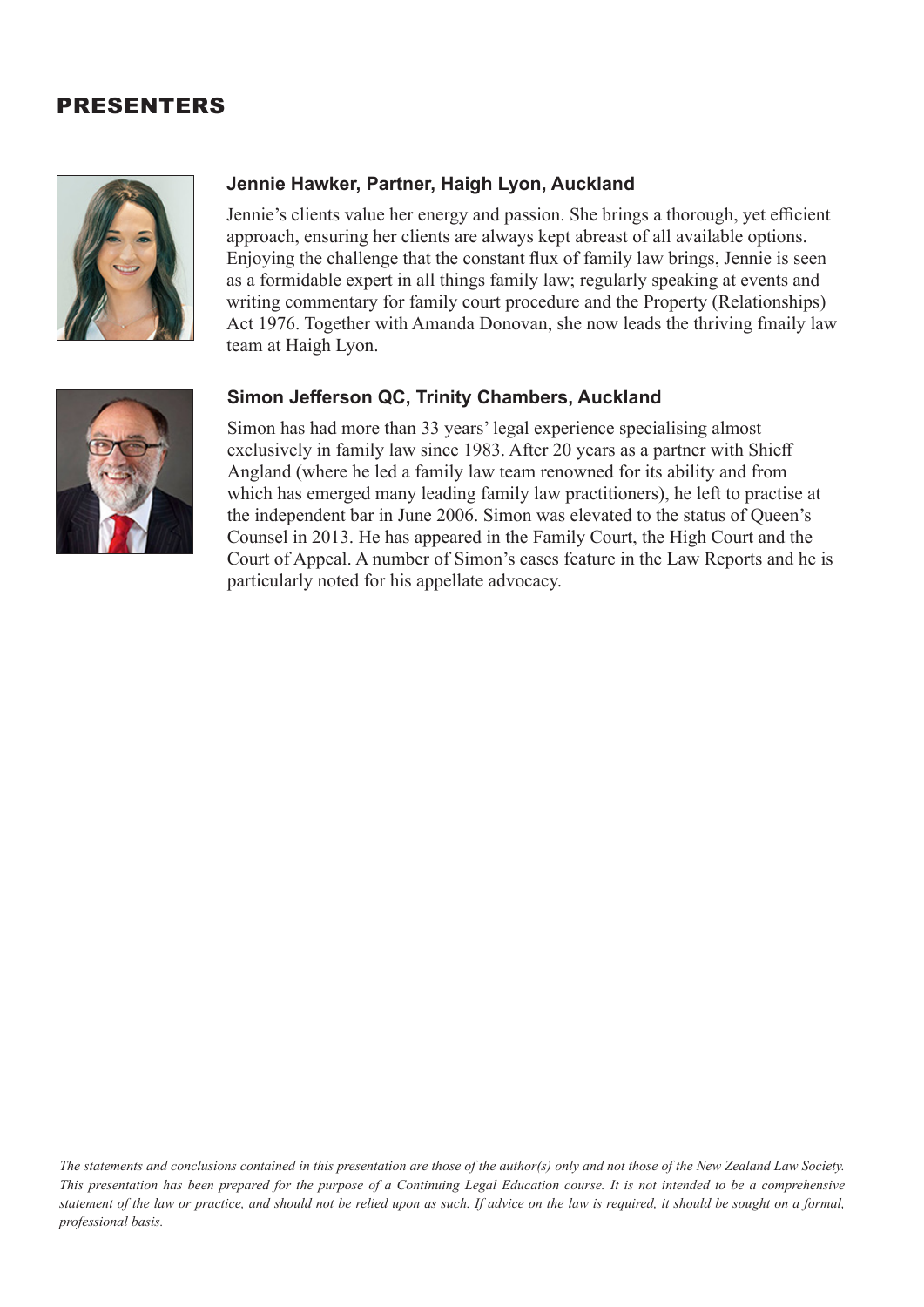## PRESENTERS

### Jennie Hawker, Partner, Haigh Lyon, Auckland

Jennie's clients value her energy and passion. She brings a thorough, yet efficient approach, ensuring her clients are always kept abreast of all available options. Enjoying the challenge that the constant flux of family law brings, Jennie is seen as a formidable expert in all things family law; regularly speaking at events and writing commentary for family court procedure and the Property (Relationships) Act 1976. Together with Amanda Donovan, she now leads the thriving fmaily law team at Haigh Lyon.

### Simon Jefferson QC, Trinity Chambers, Auckland

Simon has had more than 33 years' legal experience specialising almost exclusively in family law since 1983. After 20 years as a partner with Shieff Angland (where he led a family law team renowned for its ability and from which has emerged many leading family law practitioners), he left to practise at the independent bar in June 2006. Simon was elevated to the status of Queen's Counsel in 2013. He has appeared in the Family Court, the High Court and the Court of Appeal. A number of Simon's cases feature in the Law Reports and he is particularly noted for his appellate advocacy.

*The statements and conclusions contained in this presentation are those of the author(s) only and not those of the New Zealand Law Society. This presentation has been prepared for the purpose of a Continuing Legal Education course. It is not intended to be a comprehensive statement of the law or practice, and should not be relied upon as such. If advice on the law is required, it should be sought on a formal, professional basis.*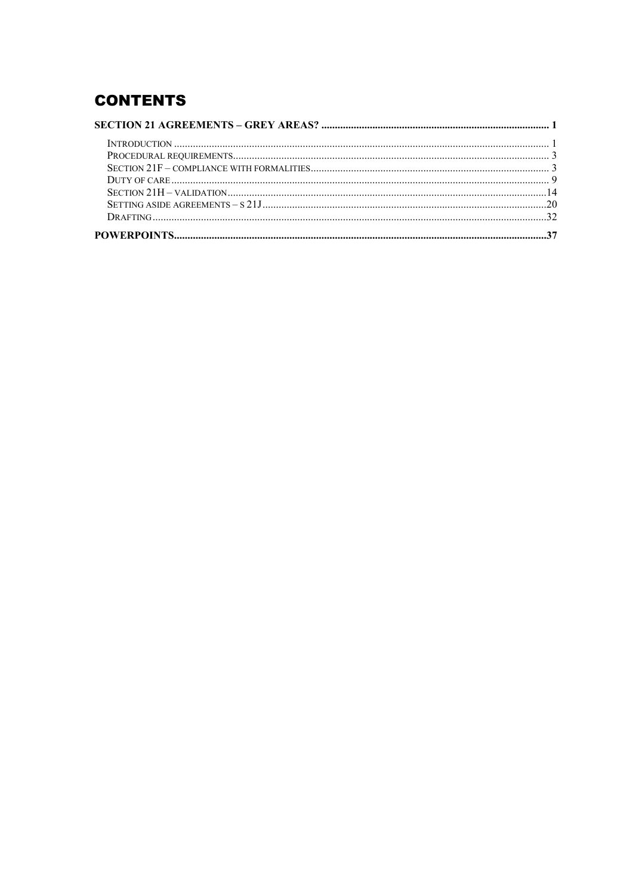# CONTENTS

**SECTION 21 AGREEMENTS – GREY AREAS? .................................................................................... 1**

INTRODUCTION ............................................................................................................................ 1
PROCEDURAL REQUIREMENTS...................................................................................................... 3
SECTION 21F – COMPLIANCE WITH FORMALITIES........................................................................... 3
DUTY OF CARE ............................................................................................................................. 9
SECTION 21H – VALIDATION.......................................................................................................14
SETTING ASIDE AGREEMENTS – S 21J ..........................................................................................20
DRAFTING....................................................................................................................................32

**POWERPOINTS...............................................................................................................................37**